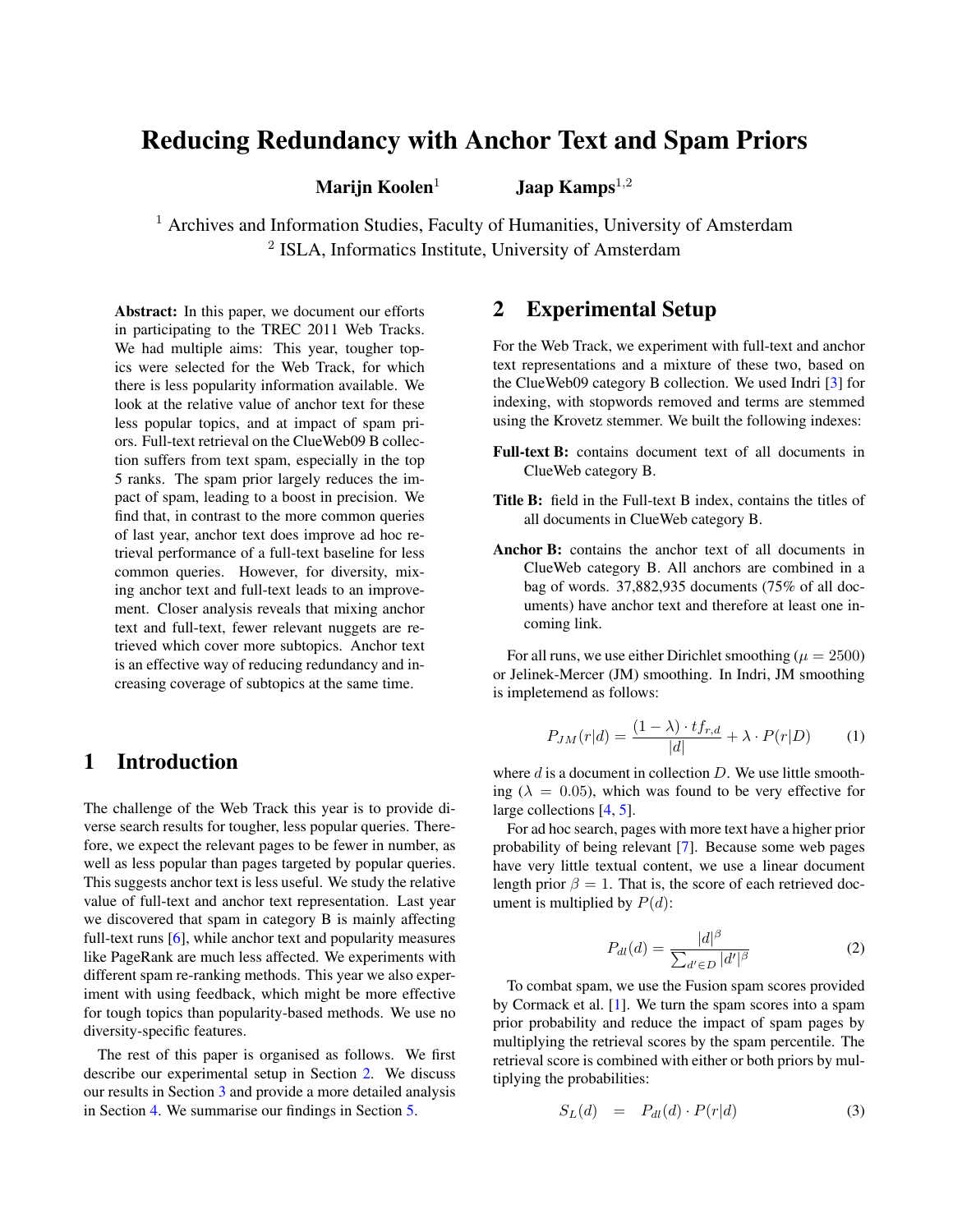# Reducing Redundancy with Anchor Text and Spam Priors

**Marijn Koolen**[1] **Jaap Kamps**[1,2]

[1] Archives and Information Studies, Faculty of Humanities, University of Amsterdam
[2] ISLA, Informatics Institute, University of Amsterdam

**Abstract:** In this paper, we document our efforts in participating to the TREC 2011 Web Tracks. We had multiple aims: This year, tougher topics were selected for the Web Track, for which there is less popularity information available. We look at the relative value of anchor text for these less popular topics, and at impact of spam priors. Full-text retrieval on the ClueWeb09 B collection suffers from text spam, especially in the top 5 ranks. The spam prior largely reduces the impact of spam, leading to a boost in precision. We find that, in contrast to the more common queries of last year, anchor text does improve ad hoc retrieval performance of a full-text baseline for less common queries. However, for diversity, mixing anchor text and full-text leads to an improvement. Closer analysis reveals that mixing anchor text and full-text, fewer relevant nuggets are retrieved which cover more subtopics. Anchor text is an effective way of reducing redundancy and increasing coverage of subtopics at the same time.

## 1 Introduction

The challenge of the Web Track this year is to provide diverse search results for tougher, less popular queries. Therefore, we expect the relevant pages to be fewer in number, as well as less popular than pages targeted by popular queries. This suggests anchor text is less useful. We study the relative value of full-text and anchor text representation. Last year we discovered that spam in category B is mainly affecting full-text runs [6], while anchor text and popularity measures like PageRank are much less affected. We experiments with different spam re-ranking methods. This year we also experiment with using feedback, which might be more effective for tough topics than popularity-based methods. We use no diversity-specific features.

The rest of this paper is organised as follows. We first describe our experimental setup in Section 2. We discuss our results in Section 3 and provide a more detailed analysis in Section 4. We summarise our findings in Section 5.

## 2 Experimental Setup

For the Web Track, we experiment with full-text and anchor text representations and a mixture of these two, based on the ClueWeb09 category B collection. We used Indri [3] for indexing, with stopwords removed and terms are stemmed using the Krovetz stemmer. We built the following indexes:

**Full-text B:** contains document text of all documents in ClueWeb category B.

**Title B:** field in the Full-text B index, contains the titles of all documents in ClueWeb category B.

**Anchor B:** contains the anchor text of all documents in ClueWeb category B. All anchors are combined in a bag of words. 37,882,935 documents (75% of all documents) have anchor text and therefore at least one incoming link.

For all runs, we use either Dirichlet smoothing ($\mu = 2500$) or Jelinek-Mercer (JM) smoothing. In Indri, JM smoothing is impletemend as follows:

$$P_{JM}(r|d) = \frac{(1-\lambda) \cdot tf_{r,d}}{|d|} + \lambda \cdot P(r|D) \qquad (1)$$

where $d$ is a document in collection $D$. We use little smoothing ($\lambda = 0.05$), which was found to be very effective for large collections [4, 5].

For ad hoc search, pages with more text have a higher prior probability of being relevant [7]. Because some web pages have very little textual content, we use a linear document length prior $\beta = 1$. That is, the score of each retrieved document is multiplied by $P(d)$:

$$P_{dl}(d) = \frac{|d|^{\beta}}{\sum_{d' \in D} |d'|^{\beta}} \qquad (2)$$

To combat spam, we use the Fusion spam scores provided by Cormack et al. [1]. We turn the spam scores into a spam prior probability and reduce the impact of spam pages by multiplying the retrieval scores by the spam percentile. The retrieval score is combined with either or both priors by multiplying the probabilities:

$$S_L(d) \;\; = \;\; P_{dl}(d) \cdot P(r|d) \qquad (3)$$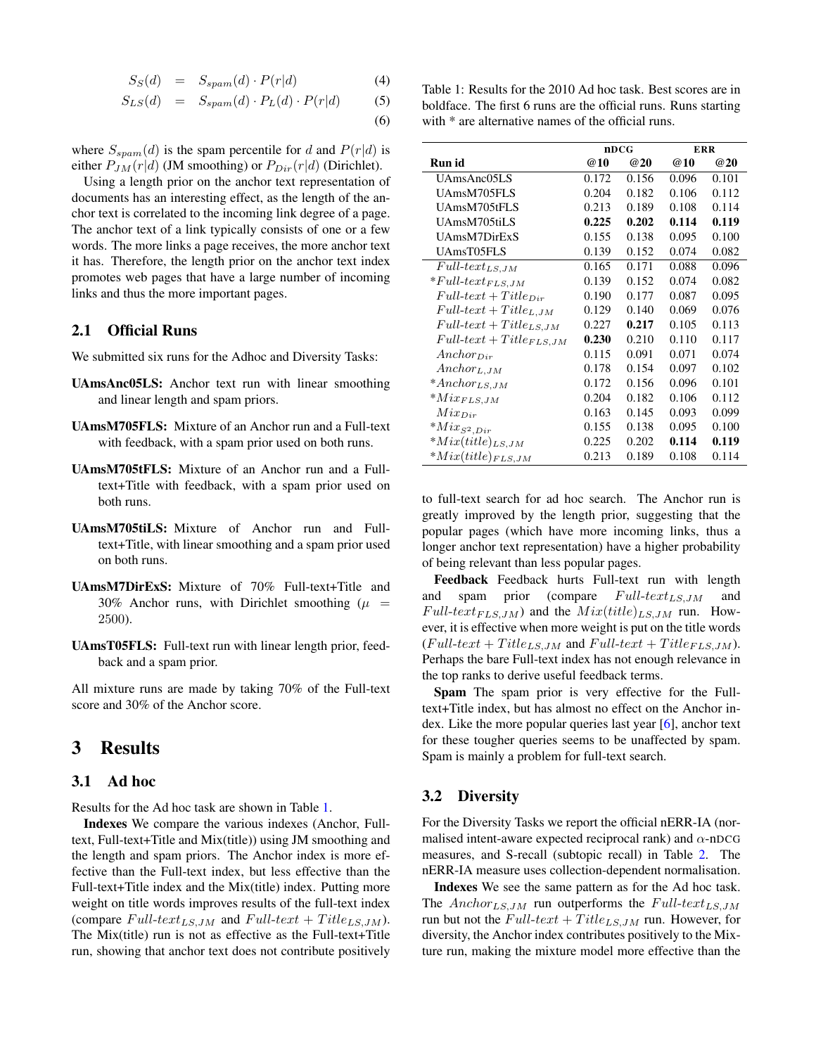$$S_S(d) = S_{spam}(d) \cdot P(r|d) \quad (4)$$

$$S_{LS}(d) = S_{spam}(d) \cdot P_L(d) \cdot P(r|d) \quad (5)$$

$$(6)$$

where $S_{spam}(d)$ is the spam percentile for $d$ and $P(r|d)$ is either $P_{JM}(r|d)$ (JM smoothing) or $P_{Dir}(r|d)$ (Dirichlet).

Using a length prior on the anchor text representation of documents has an interesting effect, as the length of the anchor text is correlated to the incoming link degree of a page. The anchor text of a link typically consists of one or a few words. The more links a page receives, the more anchor text it has. Therefore, the length prior on the anchor text index promotes web pages that have a large number of incoming links and thus the more important pages.

## 2.1 Official Runs

We submitted six runs for the Adhoc and Diversity Tasks:

- **UAmsAnc05LS:** Anchor text run with linear smoothing and linear length and spam priors.
- **UAmsM705FLS:** Mixture of an Anchor run and a Full-text with feedback, with a spam prior used on both runs.
- **UAmsM705tFLS:** Mixture of an Anchor run and a Full-text+Title with feedback, with a spam prior used on both runs.
- **UAmsM705tiLS:** Mixture of Anchor run and Full-text+Title, with linear smoothing and a spam prior used on both runs.
- **UAmsM7DirExS:** Mixture of 70% Full-text+Title and 30% Anchor runs, with Dirichlet smoothing ($\mu$ = 2500).
- **UAmsT05FLS:** Full-text run with linear length prior, feedback and a spam prior.

All mixture runs are made by taking 70% of the Full-text score and 30% of the Anchor score.

# 3 Results

## 3.1 Ad hoc

Results for the Ad hoc task are shown in Table 1.

**Indexes** We compare the various indexes (Anchor, Full-text, Full-text+Title and Mix(title)) using JM smoothing and the length and spam priors. The Anchor index is more effective than the Full-text index, but less effective than the Full-text+Title index and the Mix(title) index. Putting more weight on title words improves results of the full-text index (compare $Full\text{-}text_{LS,JM}$ and $Full\text{-}text + Title_{LS,JM}$). The Mix(title) run is not as effective as the Full-text+Title run, showing that anchor text does not contribute positively to full-text search for ad hoc search. The Anchor run is greatly improved by the length prior, suggesting that the popular pages (which have more incoming links, thus a longer anchor text representation) have a higher probability of being relevant than less popular pages.

Table 1: Results for the 2010 Ad hoc task. Best scores are in boldface. The first 6 runs are the official runs. Runs starting with * are alternative names of the official runs.

| | nDCG | | ERR | |
|---|---|---|---|---|
| **Run id** | **@10** | **@20** | **@10** | **@20** |
| UAmsAnc05LS | 0.172 | 0.156 | 0.096 | 0.101 |
| UAmsM705FLS | 0.204 | 0.182 | 0.106 | 0.112 |
| UAmsM705tFLS | 0.213 | 0.189 | 0.108 | 0.114 |
| UAmsM705tiLS | **0.225** | **0.202** | **0.114** | **0.119** |
| UAmsM7DirExS | 0.155 | 0.138 | 0.095 | 0.100 |
| UAmsT05FLS | 0.139 | 0.152 | 0.074 | 0.082 |
| $Full\text{-}text_{LS,JM}$ | 0.165 | 0.171 | 0.088 | 0.096 |
| *$Full\text{-}text_{FLS,JM}$ | 0.139 | 0.152 | 0.074 | 0.082 |
| $Full\text{-}text + Title_{Dir}$ | 0.190 | 0.177 | 0.087 | 0.095 |
| $Full\text{-}text + Title_{L,JM}$ | 0.129 | 0.140 | 0.069 | 0.076 |
| $Full\text{-}text + Title_{LS,JM}$ | 0.227 | **0.217** | 0.105 | 0.113 |
| $Full\text{-}text + Title_{FLS,JM}$ | **0.230** | 0.210 | 0.110 | 0.117 |
| $Anchor_{Dir}$ | 0.115 | 0.091 | 0.071 | 0.074 |
| $Anchor_{L,JM}$ | 0.178 | 0.154 | 0.097 | 0.102 |
| *$Anchor_{LS,JM}$ | 0.172 | 0.156 | 0.096 | 0.101 |
| *$Mix_{FLS,JM}$ | 0.204 | 0.182 | 0.106 | 0.112 |
| $Mix_{Dir}$ | 0.163 | 0.145 | 0.093 | 0.099 |
| *$Mix_{S^2,Dir}$ | 0.155 | 0.138 | 0.095 | 0.100 |
| *$Mix(title)_{LS,JM}$ | 0.225 | 0.202 | **0.114** | **0.119** |
| *$Mix(title)_{FLS,JM}$ | 0.213 | 0.189 | 0.108 | 0.114 |

**Feedback** Feedback hurts Full-text run with length and spam prior (compare $Full\text{-}text_{LS,JM}$ and $Full\text{-}text_{FLS,JM}$) and the $Mix(title)_{LS,JM}$ run. However, it is effective when more weight is put on the title words ($Full\text{-}text + Title_{LS,JM}$ and $Full\text{-}text + Title_{FLS,JM}$). Perhaps the bare Full-text index has not enough relevance in the top ranks to derive useful feedback terms.

**Spam** The spam prior is very effective for the Full-text+Title index, but has almost no effect on the Anchor index. Like the more popular queries last year [6], anchor text for these tougher queries seems to be unaffected by spam. Spam is mainly a problem for full-text search.

## 3.2 Diversity

For the Diversity Tasks we report the official nERR-IA (normalised intent-aware expected reciprocal rank) and $\alpha$-nDCG measures, and S-recall (subtopic recall) in Table 2. The nERR-IA measure uses collection-dependent normalisation.

**Indexes** We see the same pattern as for the Ad hoc task. The $Anchor_{LS,JM}$ run outperforms the $Full\text{-}text_{LS,JM}$ run but not the $Full\text{-}text + Title_{LS,JM}$ run. However, for diversity, the Anchor index contributes positively to the Mixture run, making the mixture model more effective than the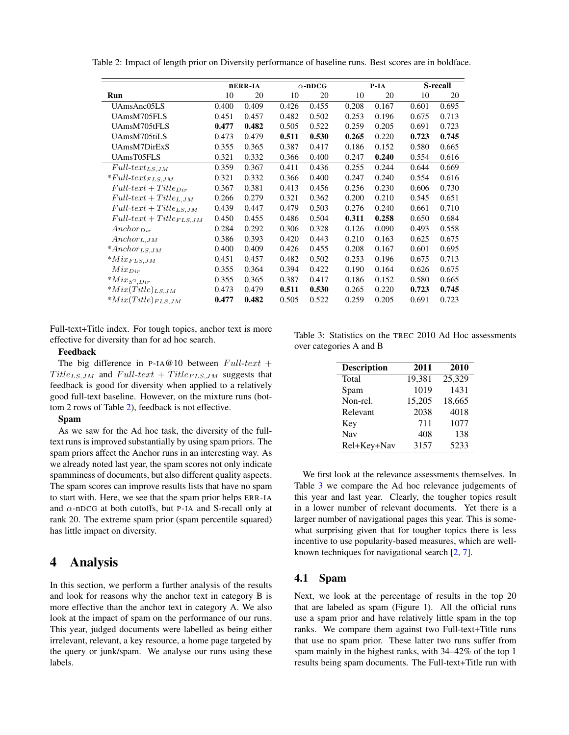Table 2: Impact of length prior on Diversity performance of baseline runs. Best scores are in boldface.

| | nERR-IA | | α-nDCG | | P-IA | | S-recall | |
|---|---|---|---|---|---|---|---|---|
| **Run** | 10 | 20 | 10 | 20 | 10 | 20 | 10 | 20 |
| UAmsAnc05LS | 0.400 | 0.409 | 0.426 | 0.455 | 0.208 | 0.167 | 0.601 | 0.695 |
| UAmsM705FLS | 0.451 | 0.457 | 0.482 | 0.502 | 0.253 | 0.196 | 0.675 | 0.713 |
| UAmsM705tFLS | **0.477** | **0.482** | 0.505 | 0.522 | 0.259 | 0.205 | 0.691 | 0.723 |
| UAmsM705tiLS | 0.473 | 0.479 | **0.511** | **0.530** | **0.265** | 0.220 | **0.723** | **0.745** |
| UAmsM7DirExS | 0.355 | 0.365 | 0.387 | 0.417 | 0.186 | 0.152 | 0.580 | 0.665 |
| UAmsT05FLS | 0.321 | 0.332 | 0.366 | 0.400 | 0.247 | **0.240** | 0.554 | 0.616 |
| $Full\text{-}text_{LS,JM}$ | 0.359 | 0.367 | 0.411 | 0.436 | 0.255 | 0.244 | 0.644 | 0.669 |
| $*Full\text{-}text_{FLS,JM}$ | 0.321 | 0.332 | 0.366 | 0.400 | 0.247 | 0.240 | 0.554 | 0.616 |
| $Full\text{-}text + Title_{Dir}$ | 0.367 | 0.381 | 0.413 | 0.456 | 0.256 | 0.230 | 0.606 | 0.730 |
| $Full\text{-}text + Title_{L,JM}$ | 0.266 | 0.279 | 0.321 | 0.362 | 0.200 | 0.210 | 0.545 | 0.651 |
| $Full\text{-}text + Title_{LS,JM}$ | 0.439 | 0.447 | 0.479 | 0.503 | 0.276 | 0.240 | 0.661 | 0.710 |
| $Full\text{-}text + Title_{FLS,JM}$ | 0.450 | 0.455 | 0.486 | 0.504 | **0.311** | **0.258** | 0.650 | 0.684 |
| $Anchor_{Dir}$ | 0.284 | 0.292 | 0.306 | 0.328 | 0.126 | 0.090 | 0.493 | 0.558 |
| $Anchor_{L,JM}$ | 0.386 | 0.393 | 0.420 | 0.443 | 0.210 | 0.163 | 0.625 | 0.675 |
| $*Anchor_{LS,JM}$ | 0.400 | 0.409 | 0.426 | 0.455 | 0.208 | 0.167 | 0.601 | 0.695 |
| $*Mix_{FLS,JM}$ | 0.451 | 0.457 | 0.482 | 0.502 | 0.253 | 0.196 | 0.675 | 0.713 |
| $Mix_{Dir}$ | 0.355 | 0.364 | 0.394 | 0.422 | 0.190 | 0.164 | 0.626 | 0.675 |
| $*Mix_{S^2,Dir}$ | 0.355 | 0.365 | 0.387 | 0.417 | 0.186 | 0.152 | 0.580 | 0.665 |
| $*Mix(Title)_{LS,JM}$ | 0.473 | 0.479 | **0.511** | **0.530** | 0.265 | 0.220 | **0.723** | **0.745** |
| $*Mix(Title)_{FLS,JM}$ | **0.477** | **0.482** | 0.505 | 0.522 | 0.259 | 0.205 | 0.691 | 0.723 |

Full-text+Title index. For tough topics, anchor text is more effective for diversity than for ad hoc search.

**Feedback**

The big difference in P-IA@10 between $Full\text{-}text + Title_{LS,JM}$ and $Full\text{-}text + Title_{FLS,JM}$ suggests that feedback is good for diversity when applied to a relatively good full-text baseline. However, on the mixture runs (bottom 2 rows of Table 2), feedback is not effective.

**Spam**

As we saw for the Ad hoc task, the diversity of the full-text runs is improved substantially by using spam priors. The spam priors affect the Anchor runs in an interesting way. As we already noted last year, the spam scores not only indicate spamminess of documents, but also different quality aspects. The spam scores can improve results lists that have no spam to start with. Here, we see that the spam prior helps ERR-IA and α-nDCG at both cutoffs, but P-IA and S-recall only at rank 20. The extreme spam prior (spam percentile squared) has little impact on diversity.

# 4 Analysis

In this section, we perform a further analysis of the results and look for reasons why the anchor text in category B is more effective than the anchor text in category A. We also look at the impact of spam on the performance of our runs. This year, judged documents were labelled as being either irrelevant, relevant, a key resource, a home page targeted by the query or junk/spam. We analyse our runs using these labels.

Table 3: Statistics on the TREC 2010 Ad Hoc assessments over categories A and B

| Description | 2011 | 2010 |
|---|---|---|
| Total | 19,381 | 25,329 |
| Spam | 1019 | 1431 |
| Non-rel. | 15,205 | 18,665 |
| Relevant | 2038 | 4018 |
| Key | 711 | 1077 |
| Nav | 408 | 138 |
| Rel+Key+Nav | 3157 | 5233 |

We first look at the relevance assessments themselves. In Table 3 we compare the Ad hoc relevance judgements of this year and last year. Clearly, the tougher topics result in a lower number of relevant documents. Yet there is a larger number of navigational pages this year. This is somewhat surprising given that for tougher topics there is less incentive to use popularity-based measures, which are well-known techniques for navigational search [2, 7].

## 4.1 Spam

Next, we look at the percentage of results in the top 20 that are labeled as spam (Figure 1). All the official runs use a spam prior and have relatively little spam in the top ranks. We compare them against two Full-text+Title runs that use no spam prior. These latter two runs suffer from spam mainly in the highest ranks, with 34–42% of the top 1 results being spam documents. The Full-text+Title run with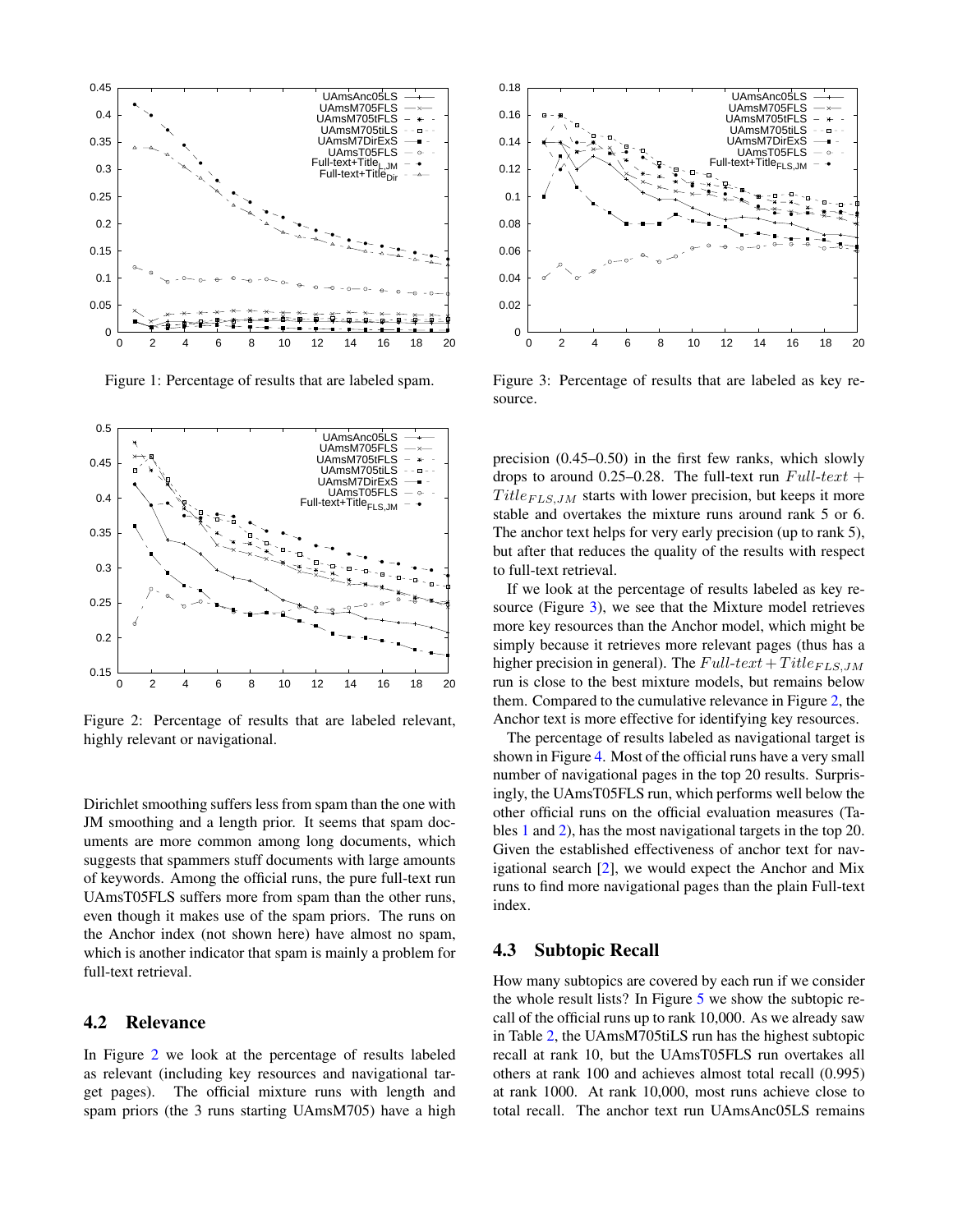Figure 1: Percentage of results that are labeled spam.

Figure 2: Percentage of results that are labeled relevant, highly relevant or navigational.

Dirichlet smoothing suffers less from spam than the one with JM smoothing and a length prior. It seems that spam documents are more common among long documents, which suggests that spammers stuff documents with large amounts of keywords. Among the official runs, the pure full-text run UAmsT05FLS suffers more from spam than the other runs, even though it makes use of the spam priors. The runs on the Anchor index (not shown here) have almost no spam, which is another indicator that spam is mainly a problem for full-text retrieval.

## 4.2 Relevance

In Figure 2 we look at the percentage of results labeled as relevant (including key resources and navigational target pages). The official mixture runs with length and spam priors (the 3 runs starting UAmsM705) have a high precision (0.45–0.50) in the first few ranks, which slowly drops to around 0.25–0.28. The full-text run $Full\text{-}text + Title_{FLS,JM}$ starts with lower precision, but keeps it more stable and overtakes the mixture runs around rank 5 or 6. The anchor text helps for very early precision (up to rank 5), but after that reduces the quality of the results with respect to full-text retrieval.

If we look at the percentage of results labeled as key resource (Figure 3), we see that the Mixture model retrieves more key resources than the Anchor model, which might be simply because it retrieves more relevant pages (thus has a higher precision in general). The $Full\text{-}text + Title_{FLS,JM}$ run is close to the best mixture models, but remains below them. Compared to the cumulative relevance in Figure 2, the Anchor text is more effective for identifying key resources.

Figure 3: Percentage of results that are labeled as key resource.

The percentage of results labeled as navigational target is shown in Figure 4. Most of the official runs have a very small number of navigational pages in the top 20 results. Surprisingly, the UAmsT05FLS run, which performs well below the other official runs on the official evaluation measures (Tables 1 and 2), has the most navigational targets in the top 20. Given the established effectiveness of anchor text for navigational search [2], we would expect the Anchor and Mix runs to find more navigational pages than the plain Full-text index.

## 4.3 Subtopic Recall

How many subtopics are covered by each run if we consider the whole result lists? In Figure 5 we show the subtopic recall of the official runs up to rank 10,000. As we already saw in Table 2, the UAmsM705tiLS run has the highest subtopic recall at rank 10, but the UAmsT05FLS run overtakes all others at rank 100 and achieves almost total recall (0.995) at rank 1000. At rank 10,000, most runs achieve close to total recall. The anchor text run UAmsAnc05LS remains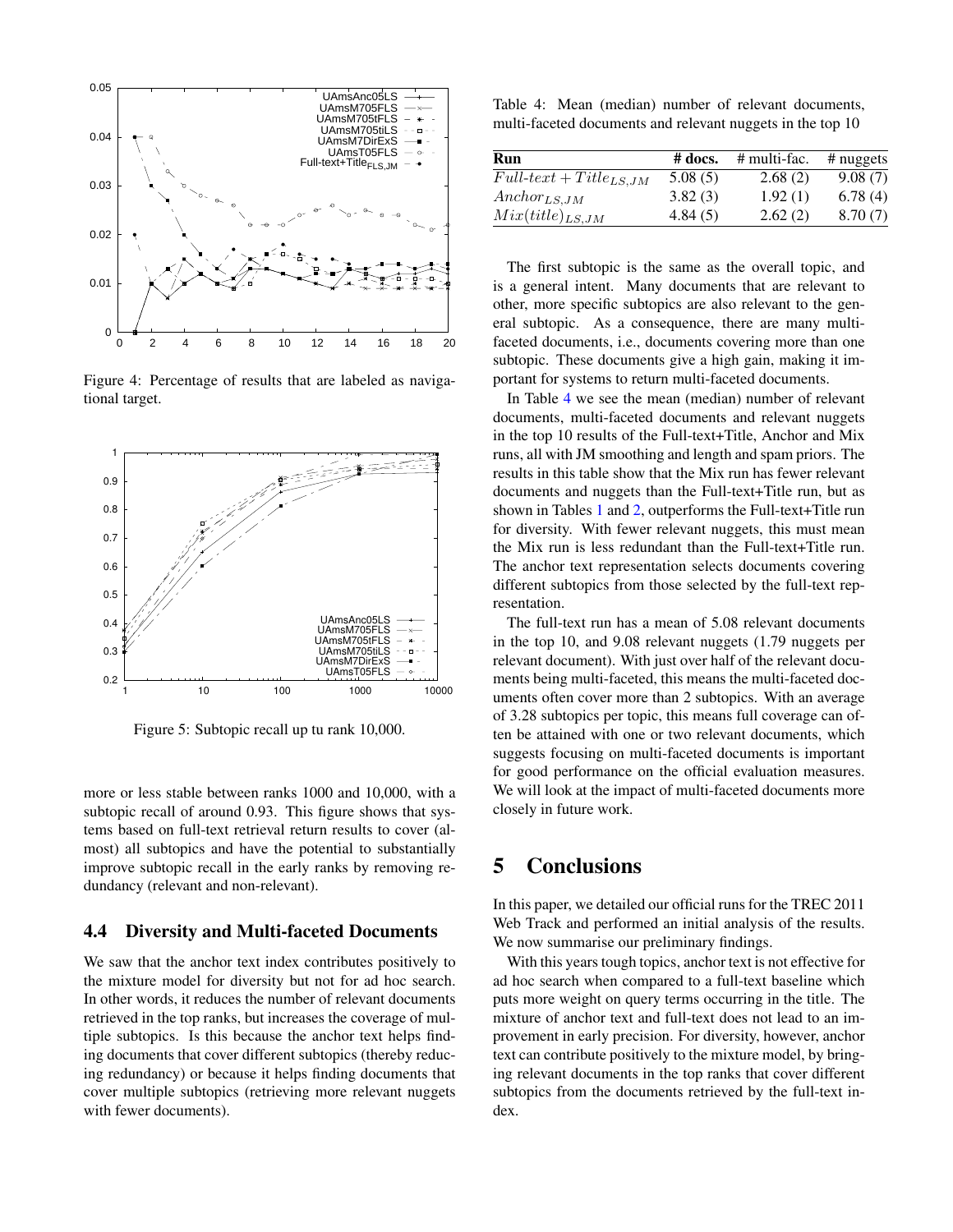Figure 4: Percentage of results that are labeled as navigational target.

Figure 5: Subtopic recall up tu rank 10,000.

more or less stable between ranks 1000 and 10,000, with a subtopic recall of around 0.93. This figure shows that systems based on full-text retrieval return results to cover (almost) all subtopics and have the potential to substantially improve subtopic recall in the early ranks by removing redundancy (relevant and non-relevant).

### 4.4 Diversity and Multi-faceted Documents

We saw that the anchor text index contributes positively to the mixture model for diversity but not for ad hoc search. In other words, it reduces the number of relevant documents retrieved in the top ranks, but increases the coverage of multiple subtopics. Is this because the anchor text helps finding documents that cover different subtopics (thereby reducing redundancy) or because it helps finding documents that cover multiple subtopics (retrieving more relevant nuggets with fewer documents).

Table 4: Mean (median) number of relevant documents, multi-faceted documents and relevant nuggets in the top 10

| Run | # docs. | # multi-fac. | # nuggets |
|---|---|---|---|
| $Full\text{-}text + Title_{LS,JM}$ | 5.08 (5) | 2.68 (2) | 9.08 (7) |
| $Anchor_{LS,JM}$ | 3.82 (3) | 1.92 (1) | 6.78 (4) |
| $Mix(title)_{LS,JM}$ | 4.84 (5) | 2.62 (2) | 8.70 (7) |

The first subtopic is the same as the overall topic, and is a general intent. Many documents that are relevant to other, more specific subtopics are also relevant to the general subtopic. As a consequence, there are many multi-faceted documents, i.e., documents covering more than one subtopic. These documents give a high gain, making it important for systems to return multi-faceted documents.

In Table 4 we see the mean (median) number of relevant documents, multi-faceted documents and relevant nuggets in the top 10 results of the Full-text+Title, Anchor and Mix runs, all with JM smoothing and length and spam priors. The results in this table show that the Mix run has fewer relevant documents and nuggets than the Full-text+Title run, but as shown in Tables 1 and 2, outperforms the Full-text+Title run for diversity. With fewer relevant nuggets, this must mean the Mix run is less redundant than the Full-text+Title run. The anchor text representation selects documents covering different subtopics from those selected by the full-text representation.

The full-text run has a mean of 5.08 relevant documents in the top 10, and 9.08 relevant nuggets (1.79 nuggets per relevant document). With just over half of the relevant documents being multi-faceted, this means the multi-faceted documents often cover more than 2 subtopics. With an average of 3.28 subtopics per topic, this means full coverage can often be attained with one or two relevant documents, which suggests focusing on multi-faceted documents is important for good performance on the official evaluation measures. We will look at the impact of multi-faceted documents more closely in future work.

## 5 Conclusions

In this paper, we detailed our official runs for the TREC 2011 Web Track and performed an initial analysis of the results. We now summarise our preliminary findings.

With this years tough topics, anchor text is not effective for ad hoc search when compared to a full-text baseline which puts more weight on query terms occurring in the title. The mixture of anchor text and full-text does not lead to an improvement in early precision. For diversity, however, anchor text can contribute positively to the mixture model, by bringing relevant documents in the top ranks that cover different subtopics from the documents retrieved by the full-text index.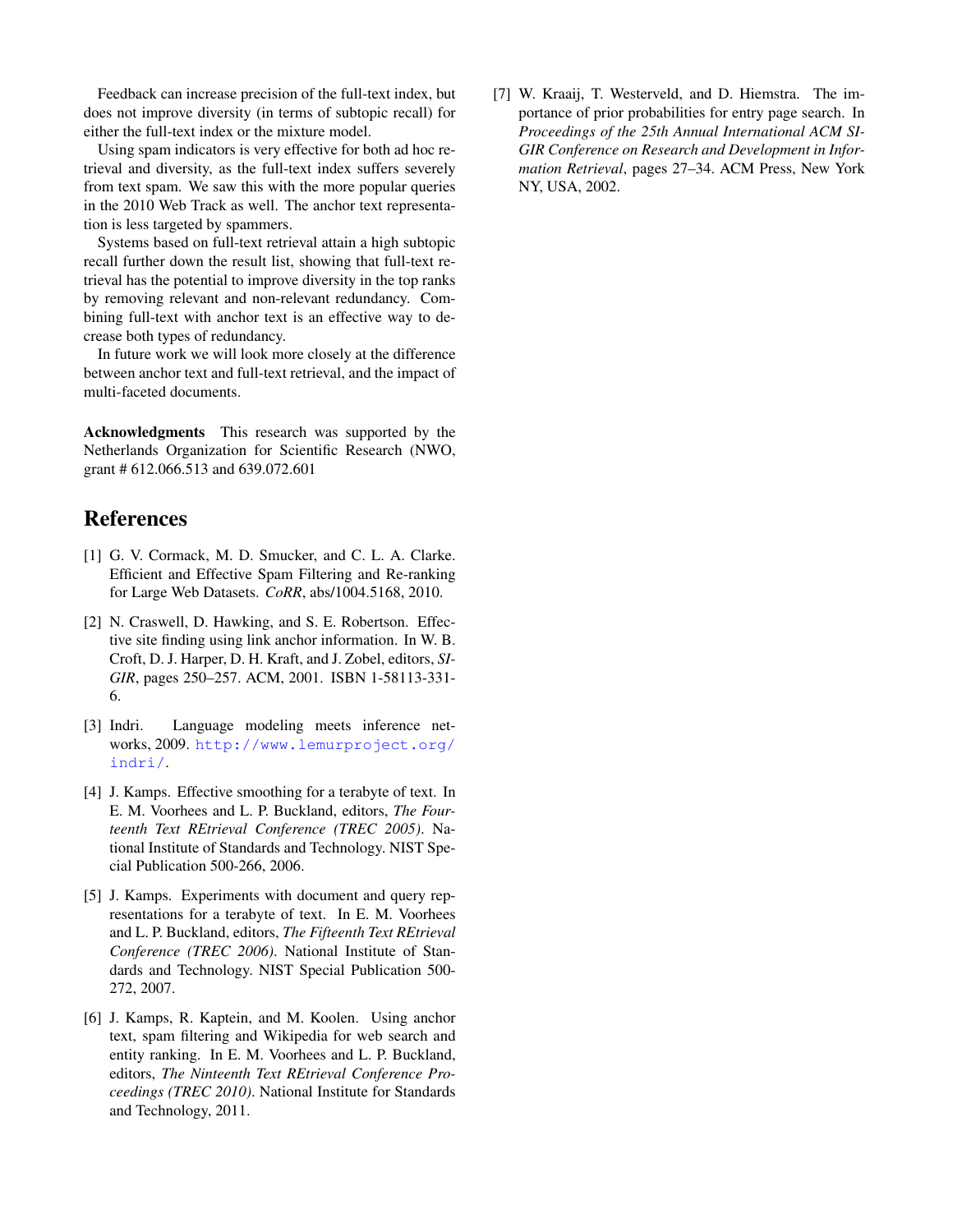Feedback can increase precision of the full-text index, but does not improve diversity (in terms of subtopic recall) for either the full-text index or the mixture model.

Using spam indicators is very effective for both ad hoc retrieval and diversity, as the full-text index suffers severely from text spam. We saw this with the more popular queries in the 2010 Web Track as well. The anchor text representation is less targeted by spammers.

Systems based on full-text retrieval attain a high subtopic recall further down the result list, showing that full-text retrieval has the potential to improve diversity in the top ranks by removing relevant and non-relevant redundancy. Combining full-text with anchor text is an effective way to decrease both types of redundancy.

In future work we will look more closely at the difference between anchor text and full-text retrieval, and the impact of multi-faceted documents.

**Acknowledgments** This research was supported by the Netherlands Organization for Scientific Research (NWO, grant # 612.066.513 and 639.072.601

# References

[1] G. V. Cormack, M. D. Smucker, and C. L. A. Clarke. Efficient and Effective Spam Filtering and Re-ranking for Large Web Datasets. *CoRR*, abs/1004.5168, 2010.

[2] N. Craswell, D. Hawking, and S. E. Robertson. Effective site finding using link anchor information. In W. B. Croft, D. J. Harper, D. H. Kraft, and J. Zobel, editors, *SIGIR*, pages 250–257. ACM, 2001. ISBN 1-58113-331-6.

[3] Indri. Language modeling meets inference networks, 2009. http://www.lemurproject.org/indri/.

[4] J. Kamps. Effective smoothing for a terabyte of text. In E. M. Voorhees and L. P. Buckland, editors, *The Fourteenth Text REtrieval Conference (TREC 2005)*. National Institute of Standards and Technology. NIST Special Publication 500-266, 2006.

[5] J. Kamps. Experiments with document and query representations for a terabyte of text. In E. M. Voorhees and L. P. Buckland, editors, *The Fifteenth Text REtrieval Conference (TREC 2006)*. National Institute of Standards and Technology. NIST Special Publication 500-272, 2007.

[6] J. Kamps, R. Kaptein, and M. Koolen. Using anchor text, spam filtering and Wikipedia for web search and entity ranking. In E. M. Voorhees and L. P. Buckland, editors, *The Ninteenth Text REtrieval Conference Proceedings (TREC 2010)*. National Institute for Standards and Technology, 2011.

[7] W. Kraaij, T. Westerveld, and D. Hiemstra. The importance of prior probabilities for entry page search. In *Proceedings of the 25th Annual International ACM SIGIR Conference on Research and Development in Information Retrieval*, pages 27–34. ACM Press, New York NY, USA, 2002.